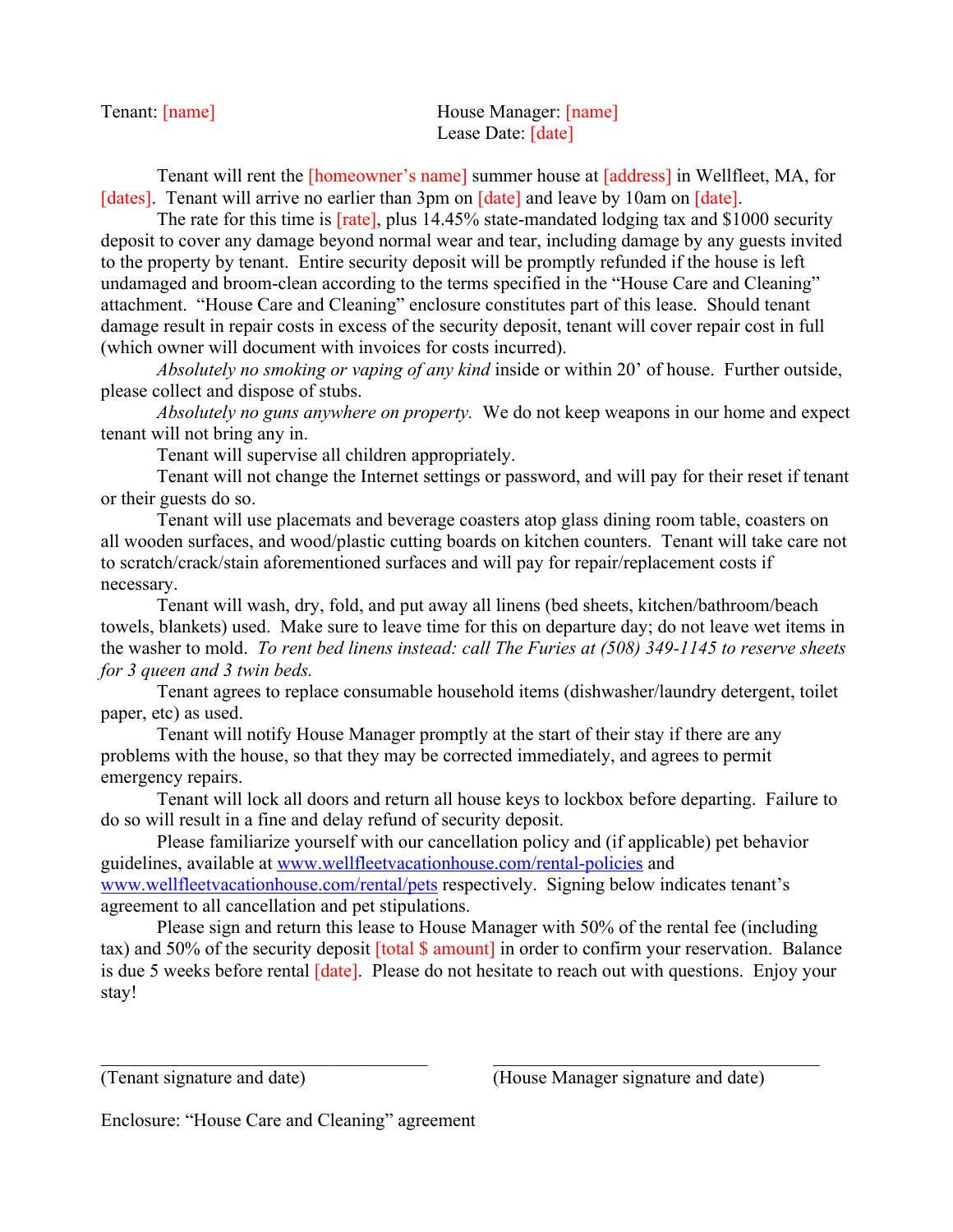Tenant: [name]

House Manager: [name]
Lease Date: [date]

Tenant will rent the [homeowner's name] summer house at [address] in Wellfleet, MA, for [dates]. Tenant will arrive no earlier than 3pm on [date] and leave by 10am on [date].

The rate for this time is [rate], plus 14.45% state-mandated lodging tax and $1000 security deposit to cover any damage beyond normal wear and tear, including damage by any guests invited to the property by tenant. Entire security deposit will be promptly refunded if the house is left undamaged and broom-clean according to the terms specified in the "House Care and Cleaning" attachment. "House Care and Cleaning" enclosure constitutes part of this lease. Should tenant damage result in repair costs in excess of the security deposit, tenant will cover repair cost in full (which owner will document with invoices for costs incurred).

*Absolutely no smoking or vaping of any kind* inside or within 20' of house. Further outside, please collect and dispose of stubs.

*Absolutely no guns anywhere on property.* We do not keep weapons in our home and expect tenant will not bring any in.

Tenant will supervise all children appropriately.

Tenant will not change the Internet settings or password, and will pay for their reset if tenant or their guests do so.

Tenant will use placemats and beverage coasters atop glass dining room table, coasters on all wooden surfaces, and wood/plastic cutting boards on kitchen counters. Tenant will take care not to scratch/crack/stain aforementioned surfaces and will pay for repair/replacement costs if necessary.

Tenant will wash, dry, fold, and put away all linens (bed sheets, kitchen/bathroom/beach towels, blankets) used. Make sure to leave time for this on departure day; do not leave wet items in the washer to mold. *To rent bed linens instead: call The Furies at (508) 349-1145 to reserve sheets for 3 queen and 3 twin beds.*

Tenant agrees to replace consumable household items (dishwasher/laundry detergent, toilet paper, etc) as used.

Tenant will notify House Manager promptly at the start of their stay if there are any problems with the house, so that they may be corrected immediately, and agrees to permit emergency repairs.

Tenant will lock all doors and return all house keys to lockbox before departing. Failure to do so will result in a fine and delay refund of security deposit.

Please familiarize yourself with our cancellation policy and (if applicable) pet behavior guidelines, available at [www.wellfleetvacationhouse.com/rental-policies](http://www.wellfleetvacationhouse.com/rental-policies) and [www.wellfleetvacationhouse.com/rental/pets](http://www.wellfleetvacationhouse.com/rental/pets) respectively. Signing below indicates tenant's agreement to all cancellation and pet stipulations.

Please sign and return this lease to House Manager with 50% of the rental fee (including tax) and 50% of the security deposit [total $ amount] in order to confirm your reservation. Balance is due 5 weeks before rental [date]. Please do not hesitate to reach out with questions. Enjoy your stay!

\_\_\_\_\_\_\_\_\_\_\_\_\_\_\_\_\_\_\_\_\_\_\_\_\_\_\_\_\_\_\_\_\_\_\_\_\_\_\_\_
(Tenant signature and date)

\_\_\_\_\_\_\_\_\_\_\_\_\_\_\_\_\_\_\_\_\_\_\_\_\_\_\_\_\_\_\_\_\_\_\_\_\_\_\_\_
(House Manager signature and date)

Enclosure: "House Care and Cleaning" agreement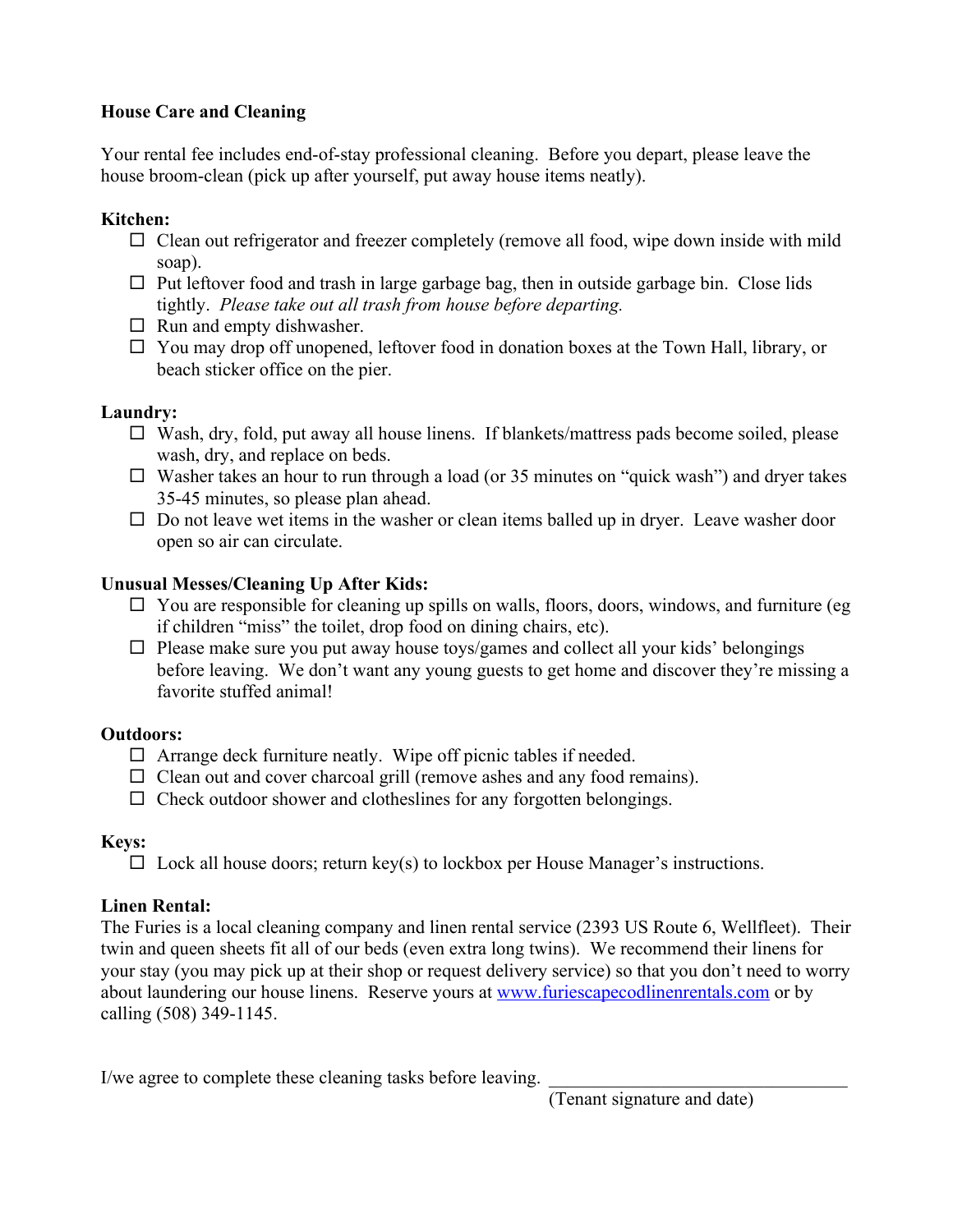**House Care and Cleaning**

Your rental fee includes end-of-stay professional cleaning. Before you depart, please leave the house broom-clean (pick up after yourself, put away house items neatly).

**Kitchen:**

- ☐ Clean out refrigerator and freezer completely (remove all food, wipe down inside with mild soap).
- ☐ Put leftover food and trash in large garbage bag, then in outside garbage bin. Close lids tightly. *Please take out all trash from house before departing.*
- ☐ Run and empty dishwasher.
- ☐ You may drop off unopened, leftover food in donation boxes at the Town Hall, library, or beach sticker office on the pier.

**Laundry:**

- ☐ Wash, dry, fold, put away all house linens. If blankets/mattress pads become soiled, please wash, dry, and replace on beds.
- ☐ Washer takes an hour to run through a load (or 35 minutes on "quick wash") and dryer takes 35-45 minutes, so please plan ahead.
- ☐ Do not leave wet items in the washer or clean items balled up in dryer. Leave washer door open so air can circulate.

**Unusual Messes/Cleaning Up After Kids:**

- ☐ You are responsible for cleaning up spills on walls, floors, doors, windows, and furniture (eg if children "miss" the toilet, drop food on dining chairs, etc).
- ☐ Please make sure you put away house toys/games and collect all your kids' belongings before leaving. We don't want any young guests to get home and discover they're missing a favorite stuffed animal!

**Outdoors:**

- ☐ Arrange deck furniture neatly. Wipe off picnic tables if needed.
- ☐ Clean out and cover charcoal grill (remove ashes and any food remains).
- ☐ Check outdoor shower and clotheslines for any forgotten belongings.

**Keys:**

- ☐ Lock all house doors; return key(s) to lockbox per House Manager's instructions.

**Linen Rental:**

The Furies is a local cleaning company and linen rental service (2393 US Route 6, Wellfleet). Their twin and queen sheets fit all of our beds (even extra long twins). We recommend their linens for your stay (you may pick up at their shop or request delivery service) so that you don't need to worry about laundering our house linens. Reserve yours at [www.furiescapecodlinenrentals.com](http://www.furiescapecodlinenrentals.com) or by calling (508) 349-1145.

I/we agree to complete these cleaning tasks before leaving. ______________________________

(Tenant signature and date)